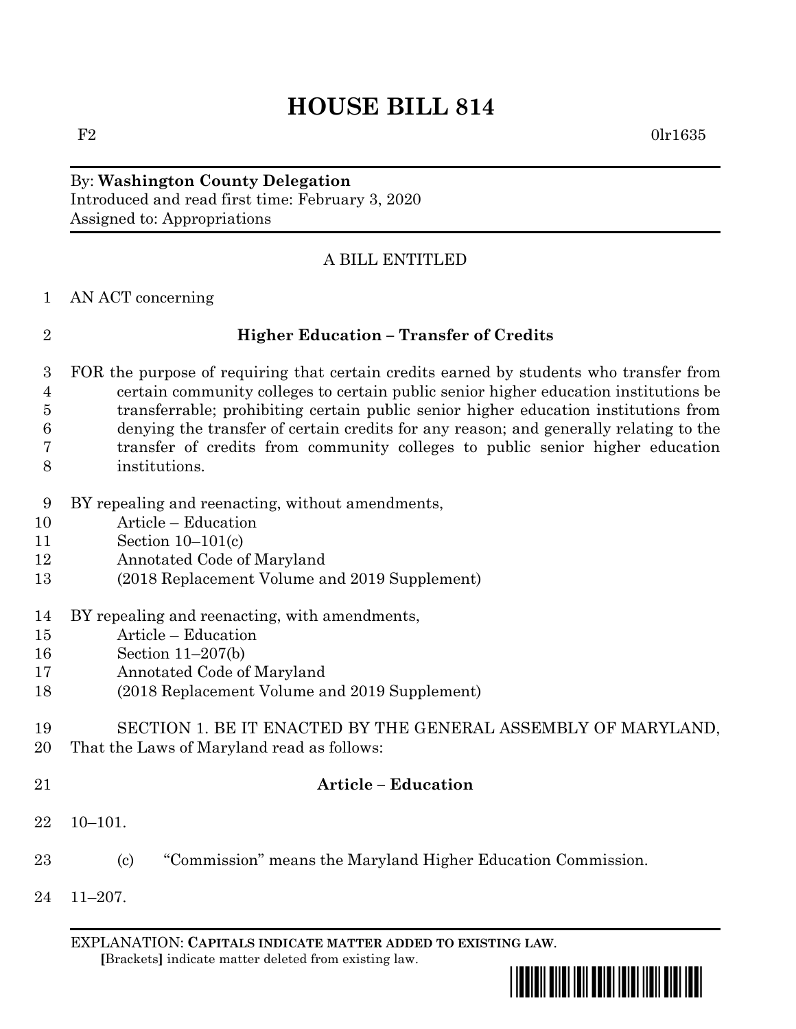# HOUSE BILL 814

F2 0lr1635

By: **Washington County Delegation**
Introduced and read first time: February 3, 2020
Assigned to: Appropriations

A BILL ENTITLED

1 AN ACT concerning

2 **Higher Education – Transfer of Credits**

3 FOR the purpose of requiring that certain credits earned by students who transfer from
4 certain community colleges to certain public senior higher education institutions be
5 transferrable; prohibiting certain public senior higher education institutions from
6 denying the transfer of certain credits for any reason; and generally relating to the
7 transfer of credits from community colleges to public senior higher education
8 institutions.

9 BY repealing and reenacting, without amendments,
10 Article – Education
11 Section 10–101(c)
12 Annotated Code of Maryland
13 (2018 Replacement Volume and 2019 Supplement)

14 BY repealing and reenacting, with amendments,
15 Article – Education
16 Section 11–207(b)
17 Annotated Code of Maryland
18 (2018 Replacement Volume and 2019 Supplement)

19 SECTION 1. BE IT ENACTED BY THE GENERAL ASSEMBLY OF MARYLAND,
20 That the Laws of Maryland read as follows:

21 **Article – Education**

22 10–101.

23 (c) "Commission" means the Maryland Higher Education Commission.

24 11–207.

EXPLANATION: **CAPITALS INDICATE MATTER ADDED TO EXISTING LAW**.
**[**Brackets**]** indicate matter deleted from existing law.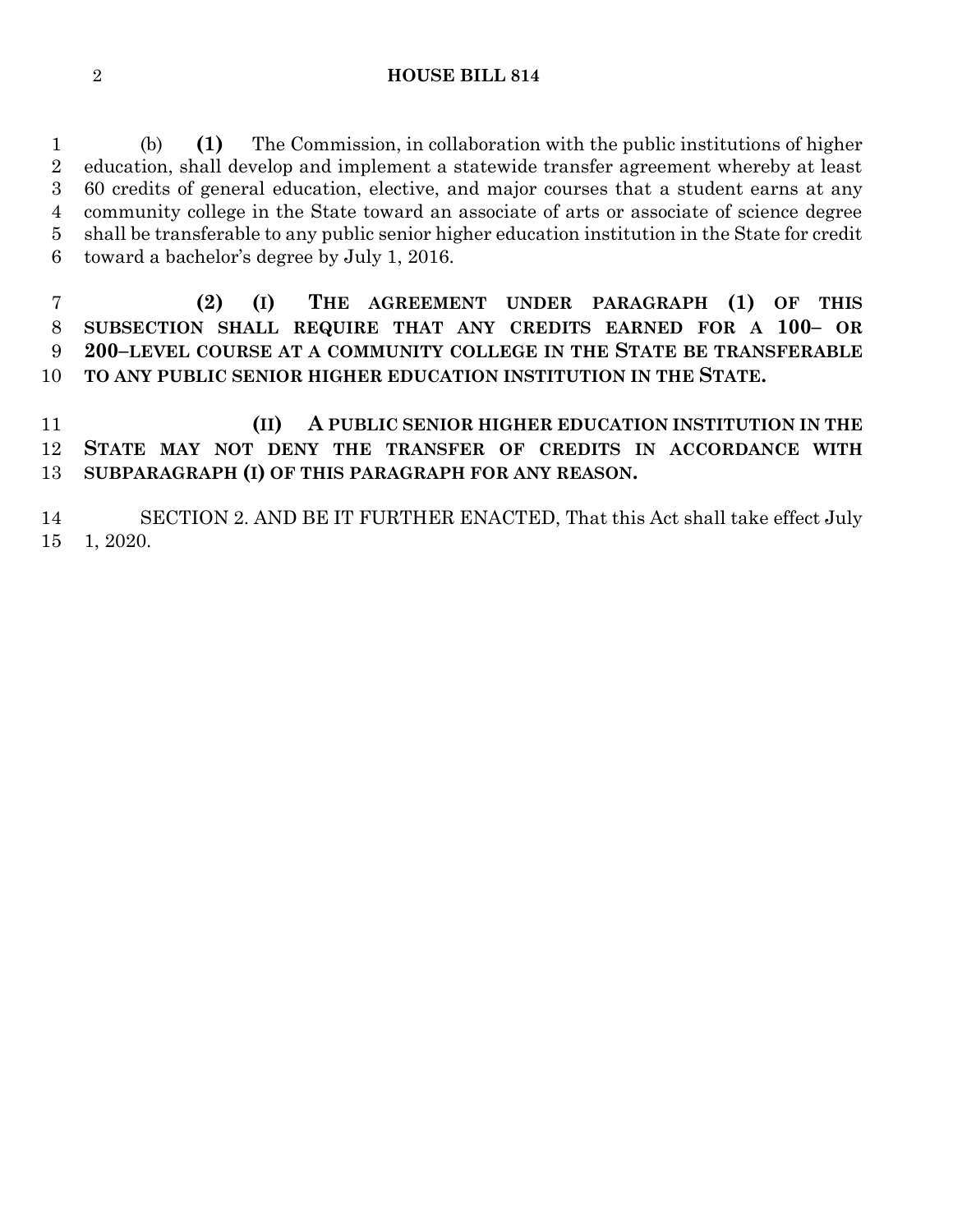(b) **(1)** The Commission, in collaboration with the public institutions of higher education, shall develop and implement a statewide transfer agreement whereby at least 60 credits of general education, elective, and major courses that a student earns at any community college in the State toward an associate of arts or associate of science degree shall be transferable to any public senior higher education institution in the State for credit toward a bachelor's degree by July 1, 2016.

**(2) (I) THE AGREEMENT UNDER PARAGRAPH (1) OF THIS SUBSECTION SHALL REQUIRE THAT ANY CREDITS EARNED FOR A 100– OR 200–LEVEL COURSE AT A COMMUNITY COLLEGE IN THE STATE BE TRANSFERABLE TO ANY PUBLIC SENIOR HIGHER EDUCATION INSTITUTION IN THE STATE.**

**(II) A PUBLIC SENIOR HIGHER EDUCATION INSTITUTION IN THE STATE MAY NOT DENY THE TRANSFER OF CREDITS IN ACCORDANCE WITH SUBPARAGRAPH (I) OF THIS PARAGRAPH FOR ANY REASON.**

SECTION 2. AND BE IT FURTHER ENACTED, That this Act shall take effect July 1, 2020.